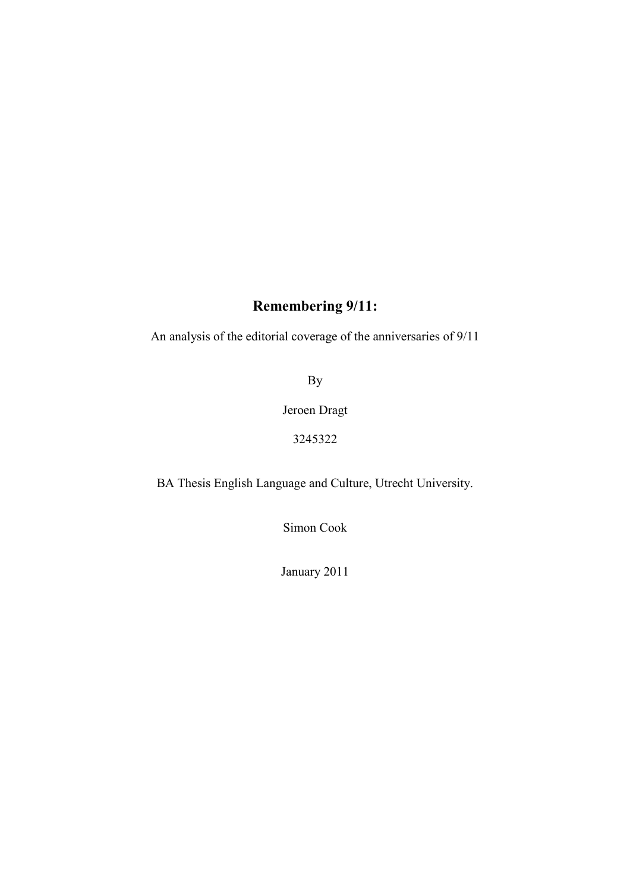# Remembering 9/11:

An analysis of the editorial coverage of the anniversaries of 9/11

By

Jeroen Dragt

3245322

BA Thesis English Language and Culture, Utrecht University.

Simon Cook

January 2011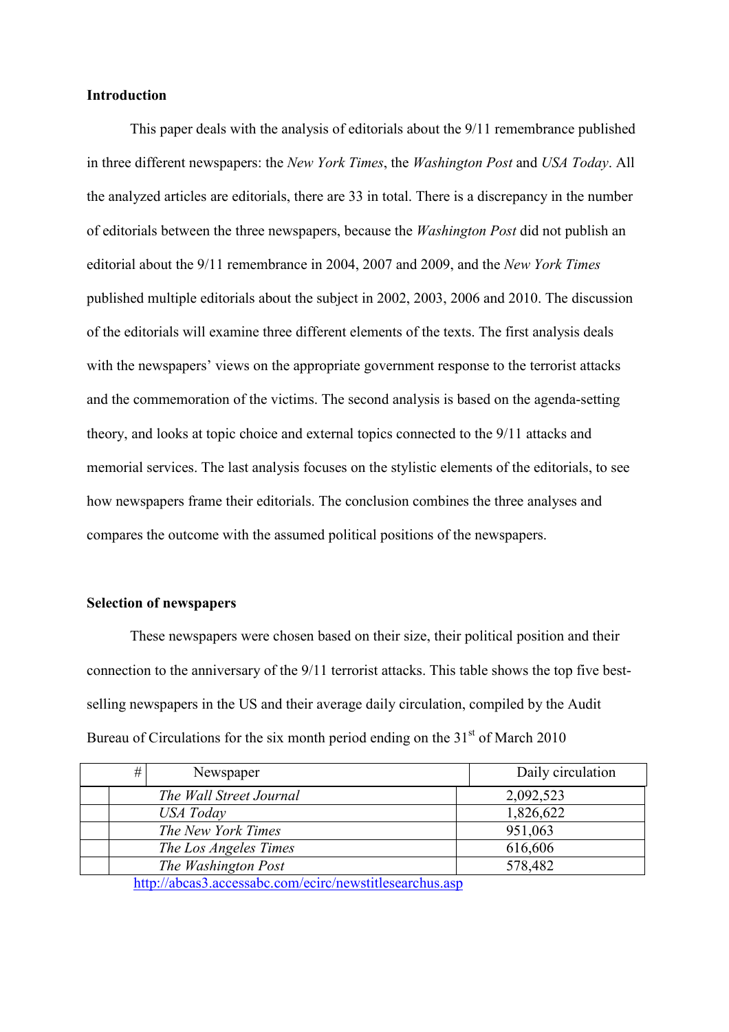**Introduction**

This paper deals with the analysis of editorials about the 9/11 remembrance published in three different newspapers: the *New York Times*, the *Washington Post* and *USA Today*. All the analyzed articles are editorials, there are 33 in total. There is a discrepancy in the number of editorials between the three newspapers, because the *Washington Post* did not publish an editorial about the 9/11 remembrance in 2004, 2007 and 2009, and the *New York Times* published multiple editorials about the subject in 2002, 2003, 2006 and 2010. The discussion of the editorials will examine three different elements of the texts. The first analysis deals with the newspapers' views on the appropriate government response to the terrorist attacks and the commemoration of the victims. The second analysis is based on the agenda-setting theory, and looks at topic choice and external topics connected to the 9/11 attacks and memorial services. The last analysis focuses on the stylistic elements of the editorials, to see how newspapers frame their editorials. The conclusion combines the three analyses and compares the outcome with the assumed political positions of the newspapers.

**Selection of newspapers**

These newspapers were chosen based on their size, their political position and their connection to the anniversary of the 9/11 terrorist attacks. This table shows the top five best-selling newspapers in the US and their average daily circulation, compiled by the Audit Bureau of Circulations for the six month period ending on the 31st of March 2010

| # | Newspaper | Daily circulation |
|---|---|---|
| | *The Wall Street Journal* | 2,092,523 |
| | *USA Today* | 1,826,622 |
| | *The New York Times* | 951,063 |
| | *The Los Angeles Times* | 616,606 |
| | *The Washington Post* | 578,482 |

http://abcas3.accessabc.com/ecirc/newstitlesearchus.asp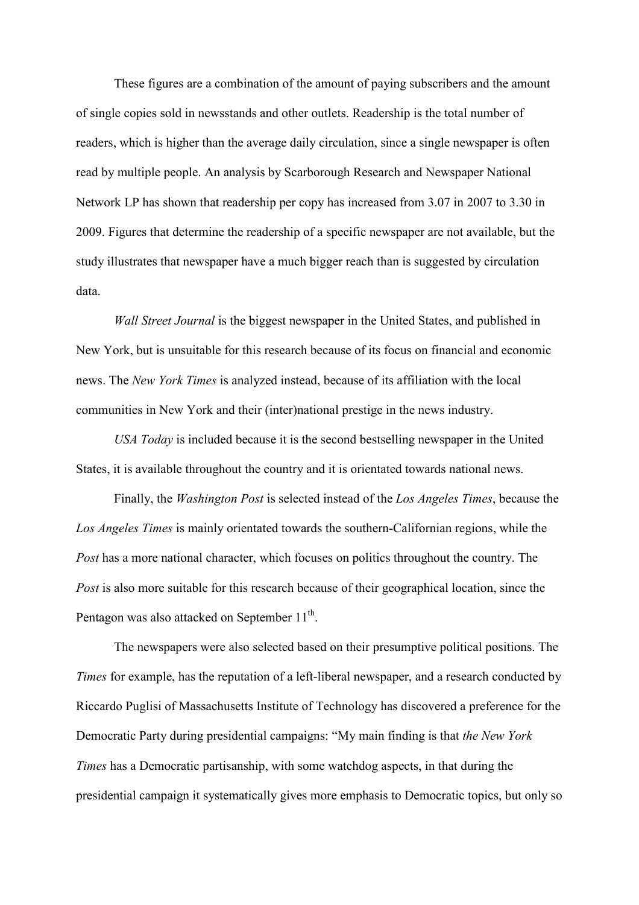These figures are a combination of the amount of paying subscribers and the amount of single copies sold in newsstands and other outlets. Readership is the total number of readers, which is higher than the average daily circulation, since a single newspaper is often read by multiple people. An analysis by Scarborough Research and Newspaper National Network LP has shown that readership per copy has increased from 3.07 in 2007 to 3.30 in 2009. Figures that determine the readership of a specific newspaper are not available, but the study illustrates that newspaper have a much bigger reach than is suggested by circulation data.

*Wall Street Journal* is the biggest newspaper in the United States, and published in New York, but is unsuitable for this research because of its focus on financial and economic news. The *New York Times* is analyzed instead, because of its affiliation with the local communities in New York and their (inter)national prestige in the news industry.

*USA Today* is included because it is the second bestselling newspaper in the United States, it is available throughout the country and it is orientated towards national news.

Finally, the *Washington Post* is selected instead of the *Los Angeles Times*, because the *Los Angeles Times* is mainly orientated towards the southern-Californian regions, while the *Post* has a more national character, which focuses on politics throughout the country. The *Post* is also more suitable for this research because of their geographical location, since the Pentagon was also attacked on September 11th.

The newspapers were also selected based on their presumptive political positions. The *Times* for example, has the reputation of a left-liberal newspaper, and a research conducted by Riccardo Puglisi of Massachusetts Institute of Technology has discovered a preference for the Democratic Party during presidential campaigns: "My main finding is that *the New York Times* has a Democratic partisanship, with some watchdog aspects, in that during the presidential campaign it systematically gives more emphasis to Democratic topics, but only so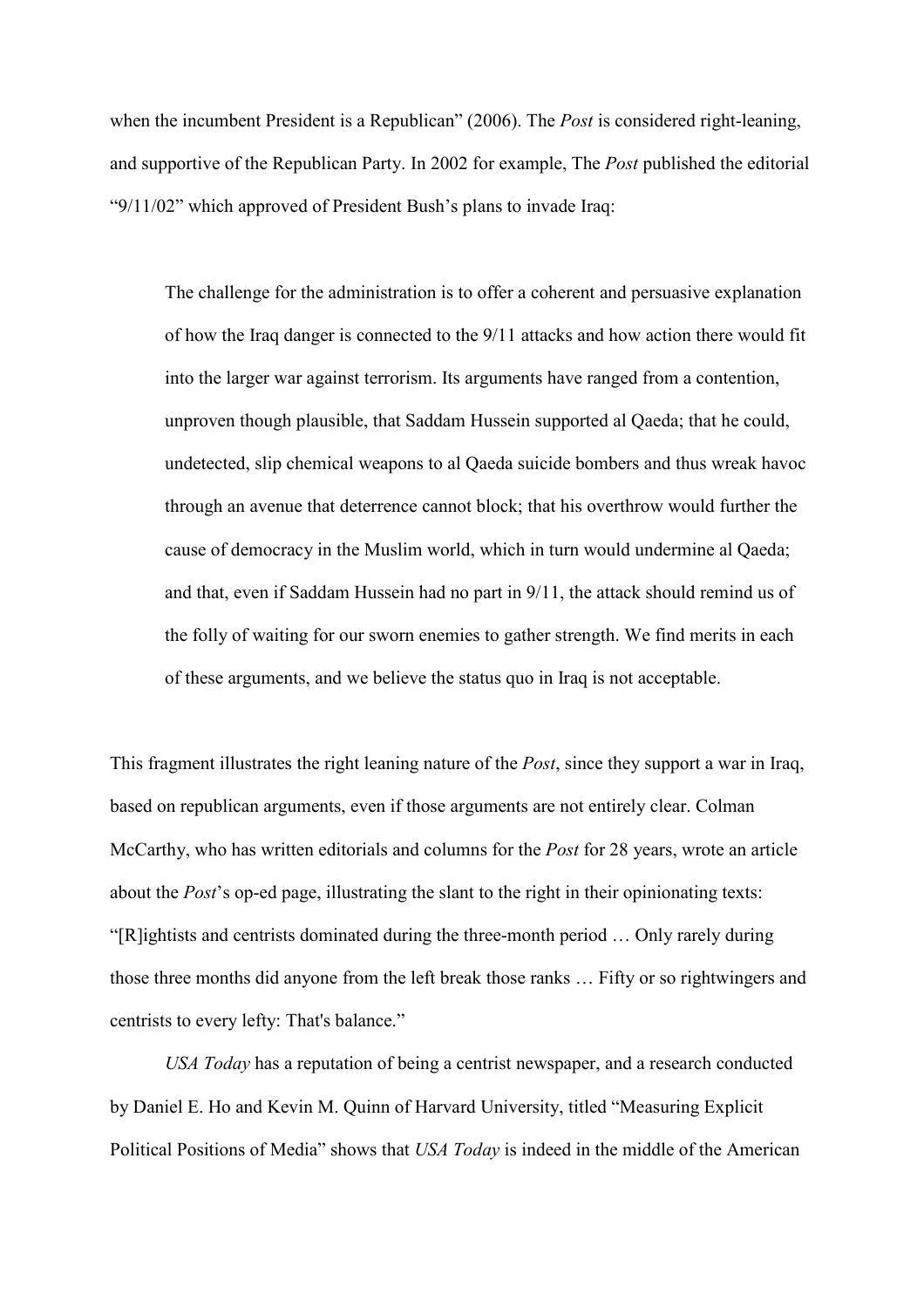when the incumbent President is a Republican" (2006). The *Post* is considered right-leaning, and supportive of the Republican Party. In 2002 for example, The *Post* published the editorial "9/11/02" which approved of President Bush's plans to invade Iraq:

> The challenge for the administration is to offer a coherent and persuasive explanation of how the Iraq danger is connected to the 9/11 attacks and how action there would fit into the larger war against terrorism. Its arguments have ranged from a contention, unproven though plausible, that Saddam Hussein supported al Qaeda; that he could, undetected, slip chemical weapons to al Qaeda suicide bombers and thus wreak havoc through an avenue that deterrence cannot block; that his overthrow would further the cause of democracy in the Muslim world, which in turn would undermine al Qaeda; and that, even if Saddam Hussein had no part in 9/11, the attack should remind us of the folly of waiting for our sworn enemies to gather strength. We find merits in each of these arguments, and we believe the status quo in Iraq is not acceptable.

This fragment illustrates the right leaning nature of the *Post*, since they support a war in Iraq, based on republican arguments, even if those arguments are not entirely clear. Colman McCarthy, who has written editorials and columns for the *Post* for 28 years, wrote an article about the *Post*'s op-ed page, illustrating the slant to the right in their opinionating texts: "[R]ightists and centrists dominated during the three-month period … Only rarely during those three months did anyone from the left break those ranks … Fifty or so rightwingers and centrists to every lefty: That's balance."

*USA Today* has a reputation of being a centrist newspaper, and a research conducted by Daniel E. Ho and Kevin M. Quinn of Harvard University, titled "Measuring Explicit Political Positions of Media" shows that *USA Today* is indeed in the middle of the American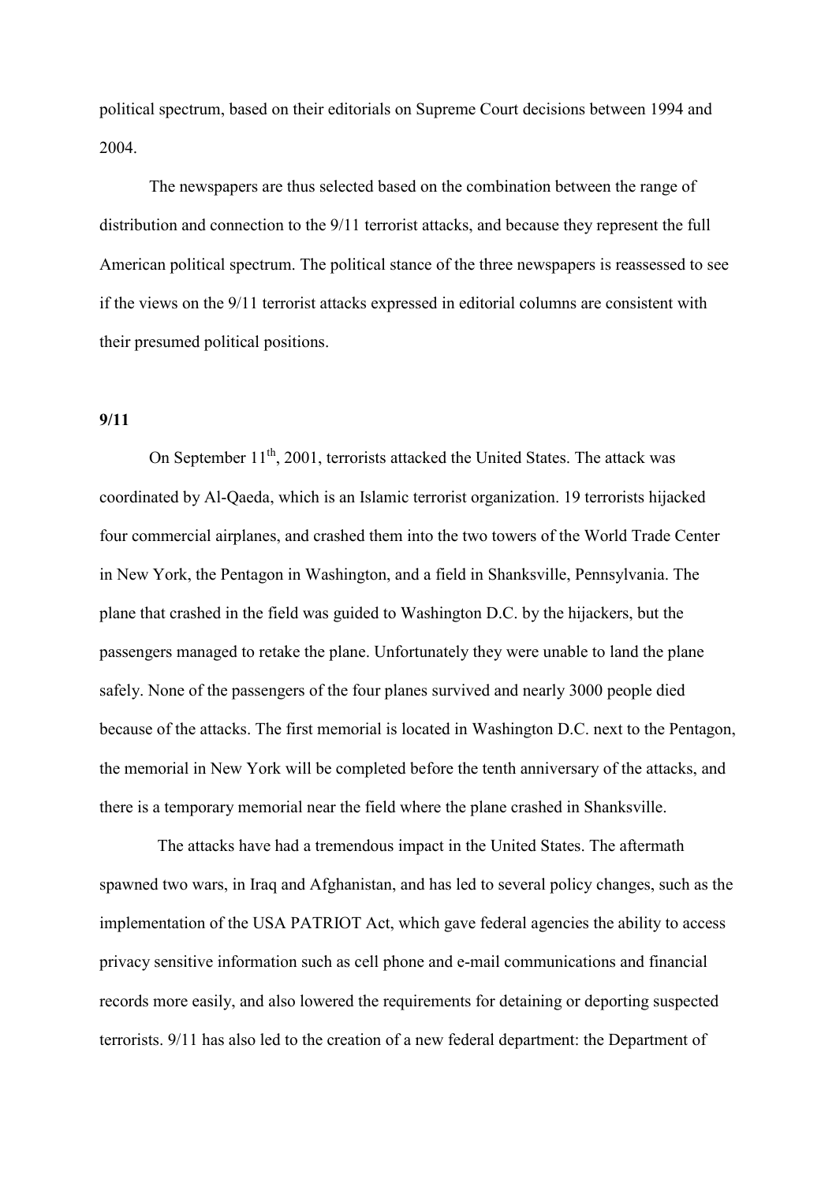political spectrum, based on their editorials on Supreme Court decisions between 1994 and 2004.

The newspapers are thus selected based on the combination between the range of distribution and connection to the 9/11 terrorist attacks, and because they represent the full American political spectrum. The political stance of the three newspapers is reassessed to see if the views on the 9/11 terrorist attacks expressed in editorial columns are consistent with their presumed political positions.

**9/11**

On September 11th, 2001, terrorists attacked the United States. The attack was coordinated by Al-Qaeda, which is an Islamic terrorist organization. 19 terrorists hijacked four commercial airplanes, and crashed them into the two towers of the World Trade Center in New York, the Pentagon in Washington, and a field in Shanksville, Pennsylvania. The plane that crashed in the field was guided to Washington D.C. by the hijackers, but the passengers managed to retake the plane. Unfortunately they were unable to land the plane safely. None of the passengers of the four planes survived and nearly 3000 people died because of the attacks. The first memorial is located in Washington D.C. next to the Pentagon, the memorial in New York will be completed before the tenth anniversary of the attacks, and there is a temporary memorial near the field where the plane crashed in Shanksville.

The attacks have had a tremendous impact in the United States. The aftermath spawned two wars, in Iraq and Afghanistan, and has led to several policy changes, such as the implementation of the USA PATRIOT Act, which gave federal agencies the ability to access privacy sensitive information such as cell phone and e-mail communications and financial records more easily, and also lowered the requirements for detaining or deporting suspected terrorists. 9/11 has also led to the creation of a new federal department: the Department of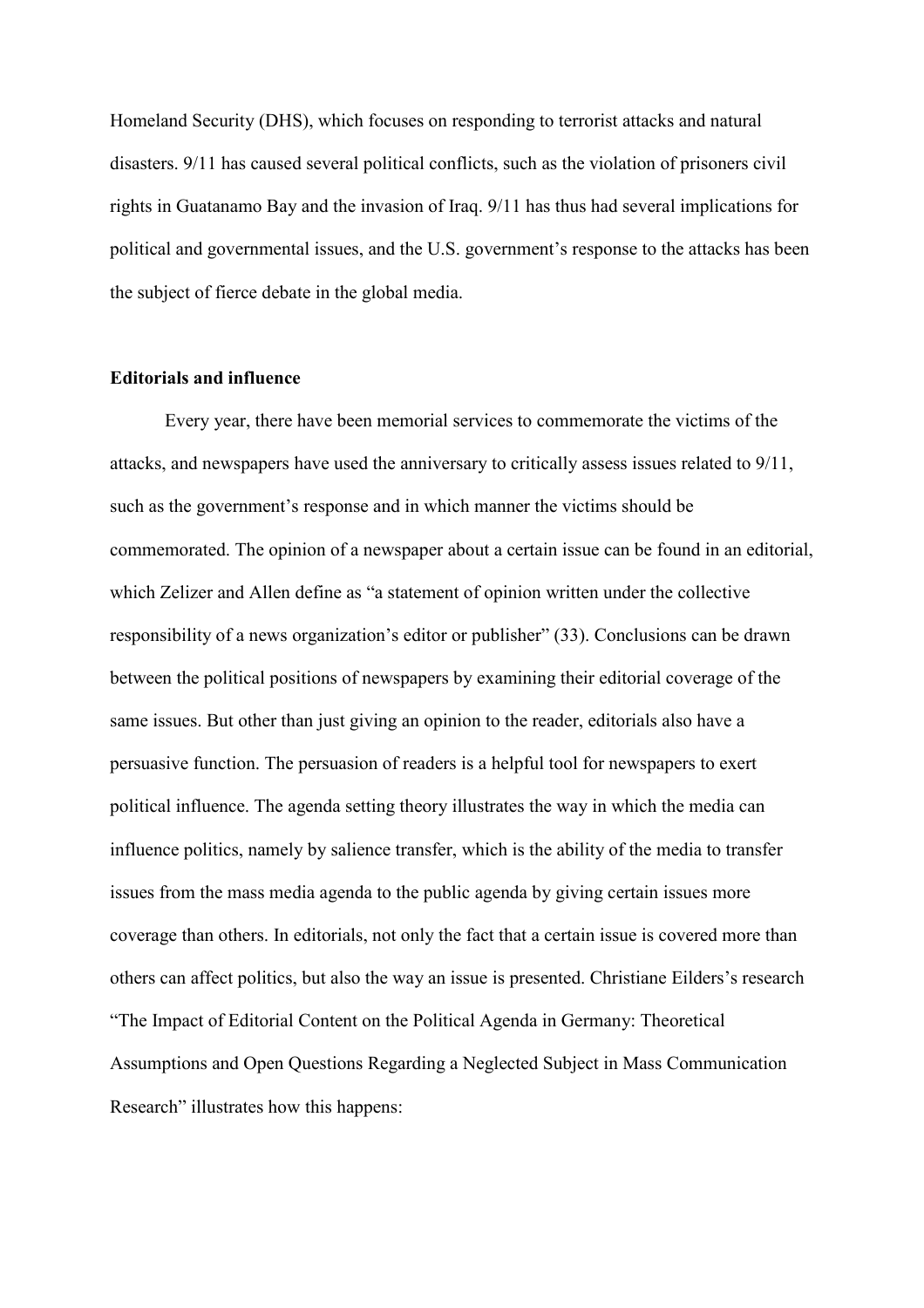Homeland Security (DHS), which focuses on responding to terrorist attacks and natural disasters. 9/11 has caused several political conflicts, such as the violation of prisoners civil rights in Guatanamo Bay and the invasion of Iraq. 9/11 has thus had several implications for political and governmental issues, and the U.S. government's response to the attacks has been the subject of fierce debate in the global media.

**Editorials and influence**

Every year, there have been memorial services to commemorate the victims of the attacks, and newspapers have used the anniversary to critically assess issues related to 9/11, such as the government's response and in which manner the victims should be commemorated. The opinion of a newspaper about a certain issue can be found in an editorial, which Zelizer and Allen define as "a statement of opinion written under the collective responsibility of a news organization's editor or publisher" (33). Conclusions can be drawn between the political positions of newspapers by examining their editorial coverage of the same issues. But other than just giving an opinion to the reader, editorials also have a persuasive function. The persuasion of readers is a helpful tool for newspapers to exert political influence. The agenda setting theory illustrates the way in which the media can influence politics, namely by salience transfer, which is the ability of the media to transfer issues from the mass media agenda to the public agenda by giving certain issues more coverage than others. In editorials, not only the fact that a certain issue is covered more than others can affect politics, but also the way an issue is presented. Christiane Eilders's research "The Impact of Editorial Content on the Political Agenda in Germany: Theoretical Assumptions and Open Questions Regarding a Neglected Subject in Mass Communication Research" illustrates how this happens: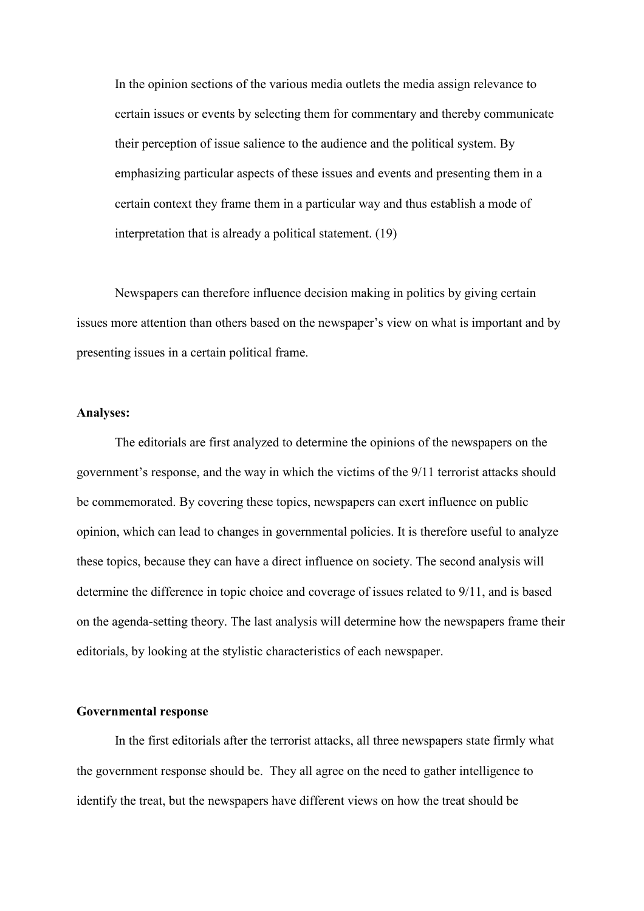> In the opinion sections of the various media outlets the media assign relevance to certain issues or events by selecting them for commentary and thereby communicate their perception of issue salience to the audience and the political system. By emphasizing particular aspects of these issues and events and presenting them in a certain context they frame them in a particular way and thus establish a mode of interpretation that is already a political statement. (19)

Newspapers can therefore influence decision making in politics by giving certain issues more attention than others based on the newspaper's view on what is important and by presenting issues in a certain political frame.

**Analyses:**

The editorials are first analyzed to determine the opinions of the newspapers on the government's response, and the way in which the victims of the 9/11 terrorist attacks should be commemorated. By covering these topics, newspapers can exert influence on public opinion, which can lead to changes in governmental policies. It is therefore useful to analyze these topics, because they can have a direct influence on society. The second analysis will determine the difference in topic choice and coverage of issues related to 9/11, and is based on the agenda-setting theory. The last analysis will determine how the newspapers frame their editorials, by looking at the stylistic characteristics of each newspaper.

**Governmental response**

In the first editorials after the terrorist attacks, all three newspapers state firmly what the government response should be. They all agree on the need to gather intelligence to identify the treat, but the newspapers have different views on how the treat should be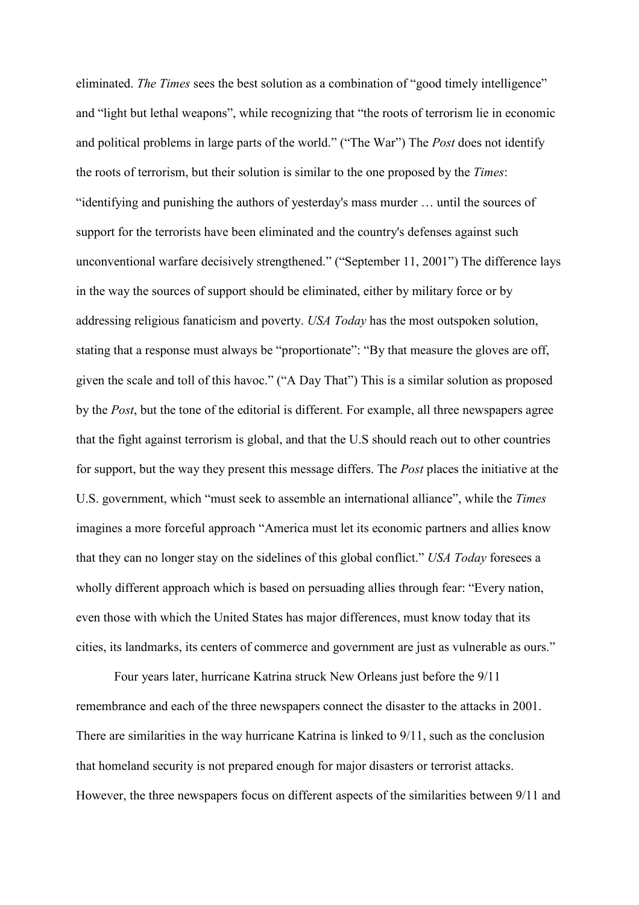eliminated. *The Times* sees the best solution as a combination of "good timely intelligence" and "light but lethal weapons", while recognizing that "the roots of terrorism lie in economic and political problems in large parts of the world." ("The War") The *Post* does not identify the roots of terrorism, but their solution is similar to the one proposed by the *Times*: "identifying and punishing the authors of yesterday's mass murder … until the sources of support for the terrorists have been eliminated and the country's defenses against such unconventional warfare decisively strengthened." ("September 11, 2001") The difference lays in the way the sources of support should be eliminated, either by military force or by addressing religious fanaticism and poverty. *USA Today* has the most outspoken solution, stating that a response must always be "proportionate": "By that measure the gloves are off, given the scale and toll of this havoc." ("A Day That") This is a similar solution as proposed by the *Post*, but the tone of the editorial is different. For example, all three newspapers agree that the fight against terrorism is global, and that the U.S should reach out to other countries for support, but the way they present this message differs. The *Post* places the initiative at the U.S. government, which "must seek to assemble an international alliance", while the *Times* imagines a more forceful approach "America must let its economic partners and allies know that they can no longer stay on the sidelines of this global conflict." *USA Today* foresees a wholly different approach which is based on persuading allies through fear: "Every nation, even those with which the United States has major differences, must know today that its cities, its landmarks, its centers of commerce and government are just as vulnerable as ours."

Four years later, hurricane Katrina struck New Orleans just before the 9/11 remembrance and each of the three newspapers connect the disaster to the attacks in 2001. There are similarities in the way hurricane Katrina is linked to 9/11, such as the conclusion that homeland security is not prepared enough for major disasters or terrorist attacks. However, the three newspapers focus on different aspects of the similarities between 9/11 and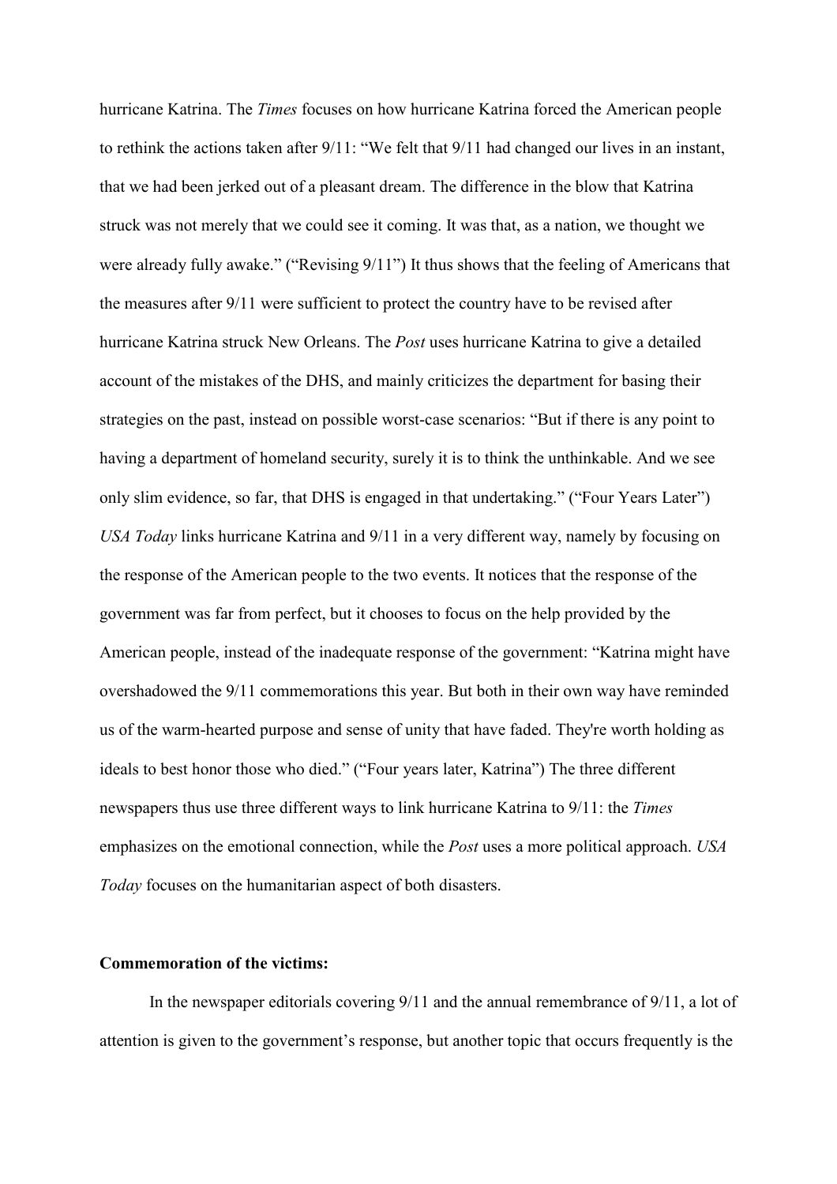hurricane Katrina. The *Times* focuses on how hurricane Katrina forced the American people to rethink the actions taken after 9/11: "We felt that 9/11 had changed our lives in an instant, that we had been jerked out of a pleasant dream. The difference in the blow that Katrina struck was not merely that we could see it coming. It was that, as a nation, we thought we were already fully awake." ("Revising 9/11") It thus shows that the feeling of Americans that the measures after 9/11 were sufficient to protect the country have to be revised after hurricane Katrina struck New Orleans. The *Post* uses hurricane Katrina to give a detailed account of the mistakes of the DHS, and mainly criticizes the department for basing their strategies on the past, instead on possible worst-case scenarios: "But if there is any point to having a department of homeland security, surely it is to think the unthinkable. And we see only slim evidence, so far, that DHS is engaged in that undertaking." ("Four Years Later") *USA Today* links hurricane Katrina and 9/11 in a very different way, namely by focusing on the response of the American people to the two events. It notices that the response of the government was far from perfect, but it chooses to focus on the help provided by the American people, instead of the inadequate response of the government: "Katrina might have overshadowed the 9/11 commemorations this year. But both in their own way have reminded us of the warm-hearted purpose and sense of unity that have faded. They're worth holding as ideals to best honor those who died." ("Four years later, Katrina") The three different newspapers thus use three different ways to link hurricane Katrina to 9/11: the *Times* emphasizes on the emotional connection, while the *Post* uses a more political approach. *USA Today* focuses on the humanitarian aspect of both disasters.

**Commemoration of the victims:**

In the newspaper editorials covering 9/11 and the annual remembrance of 9/11, a lot of attention is given to the government's response, but another topic that occurs frequently is the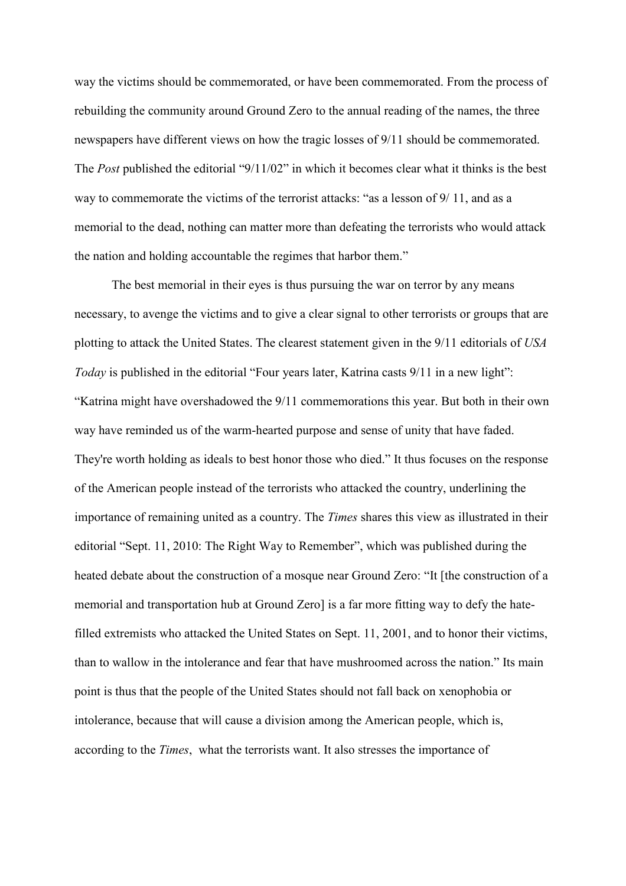way the victims should be commemorated, or have been commemorated. From the process of rebuilding the community around Ground Zero to the annual reading of the names, the three newspapers have different views on how the tragic losses of 9/11 should be commemorated. The *Post* published the editorial "9/11/02" in which it becomes clear what it thinks is the best way to commemorate the victims of the terrorist attacks: "as a lesson of 9/ 11, and as a memorial to the dead, nothing can matter more than defeating the terrorists who would attack the nation and holding accountable the regimes that harbor them."

The best memorial in their eyes is thus pursuing the war on terror by any means necessary, to avenge the victims and to give a clear signal to other terrorists or groups that are plotting to attack the United States. The clearest statement given in the 9/11 editorials of *USA Today* is published in the editorial "Four years later, Katrina casts 9/11 in a new light": "Katrina might have overshadowed the 9/11 commemorations this year. But both in their own way have reminded us of the warm-hearted purpose and sense of unity that have faded. They're worth holding as ideals to best honor those who died." It thus focuses on the response of the American people instead of the terrorists who attacked the country, underlining the importance of remaining united as a country. The *Times* shares this view as illustrated in their editorial "Sept. 11, 2010: The Right Way to Remember", which was published during the heated debate about the construction of a mosque near Ground Zero: "It [the construction of a memorial and transportation hub at Ground Zero] is a far more fitting way to defy the hate-filled extremists who attacked the United States on Sept. 11, 2001, and to honor their victims, than to wallow in the intolerance and fear that have mushroomed across the nation." Its main point is thus that the people of the United States should not fall back on xenophobia or intolerance, because that will cause a division among the American people, which is, according to the *Times*, what the terrorists want. It also stresses the importance of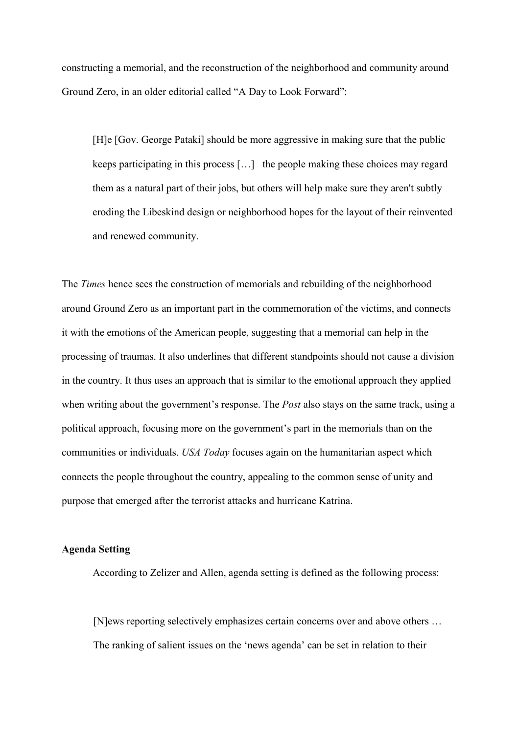constructing a memorial, and the reconstruction of the neighborhood and community around Ground Zero, in an older editorial called "A Day to Look Forward":

> [H]e [Gov. George Pataki] should be more aggressive in making sure that the public keeps participating in this process […] the people making these choices may regard them as a natural part of their jobs, but others will help make sure they aren't subtly eroding the Libeskind design or neighborhood hopes for the layout of their reinvented and renewed community.

The *Times* hence sees the construction of memorials and rebuilding of the neighborhood around Ground Zero as an important part in the commemoration of the victims, and connects it with the emotions of the American people, suggesting that a memorial can help in the processing of traumas. It also underlines that different standpoints should not cause a division in the country. It thus uses an approach that is similar to the emotional approach they applied when writing about the government's response. The *Post* also stays on the same track, using a political approach, focusing more on the government's part in the memorials than on the communities or individuals. *USA Today* focuses again on the humanitarian aspect which connects the people throughout the country, appealing to the common sense of unity and purpose that emerged after the terrorist attacks and hurricane Katrina.

**Agenda Setting**

According to Zelizer and Allen, agenda setting is defined as the following process:

> [N]ews reporting selectively emphasizes certain concerns over and above others … The ranking of salient issues on the 'news agenda' can be set in relation to their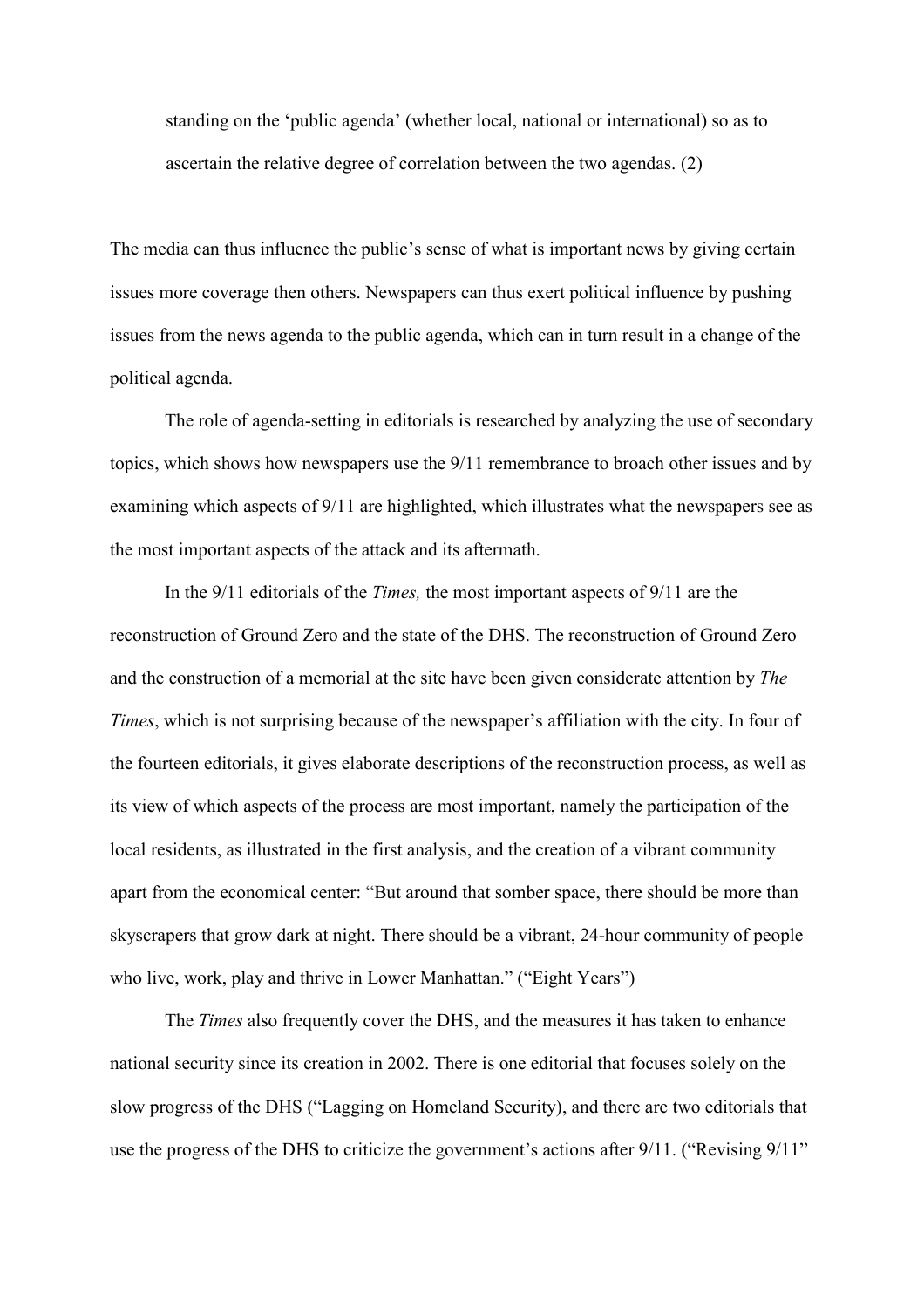standing on the 'public agenda' (whether local, national or international) so as to ascertain the relative degree of correlation between the two agendas. (2)

The media can thus influence the public's sense of what is important news by giving certain issues more coverage then others. Newspapers can thus exert political influence by pushing issues from the news agenda to the public agenda, which can in turn result in a change of the political agenda.

The role of agenda-setting in editorials is researched by analyzing the use of secondary topics, which shows how newspapers use the 9/11 remembrance to broach other issues and by examining which aspects of 9/11 are highlighted, which illustrates what the newspapers see as the most important aspects of the attack and its aftermath.

In the 9/11 editorials of the *Times,* the most important aspects of 9/11 are the reconstruction of Ground Zero and the state of the DHS. The reconstruction of Ground Zero and the construction of a memorial at the site have been given considerate attention by *The Times*, which is not surprising because of the newspaper's affiliation with the city. In four of the fourteen editorials, it gives elaborate descriptions of the reconstruction process, as well as its view of which aspects of the process are most important, namely the participation of the local residents, as illustrated in the first analysis, and the creation of a vibrant community apart from the economical center: "But around that somber space, there should be more than skyscrapers that grow dark at night. There should be a vibrant, 24-hour community of people who live, work, play and thrive in Lower Manhattan." ("Eight Years")

The *Times* also frequently cover the DHS, and the measures it has taken to enhance national security since its creation in 2002. There is one editorial that focuses solely on the slow progress of the DHS ("Lagging on Homeland Security), and there are two editorials that use the progress of the DHS to criticize the government's actions after 9/11. ("Revising 9/11"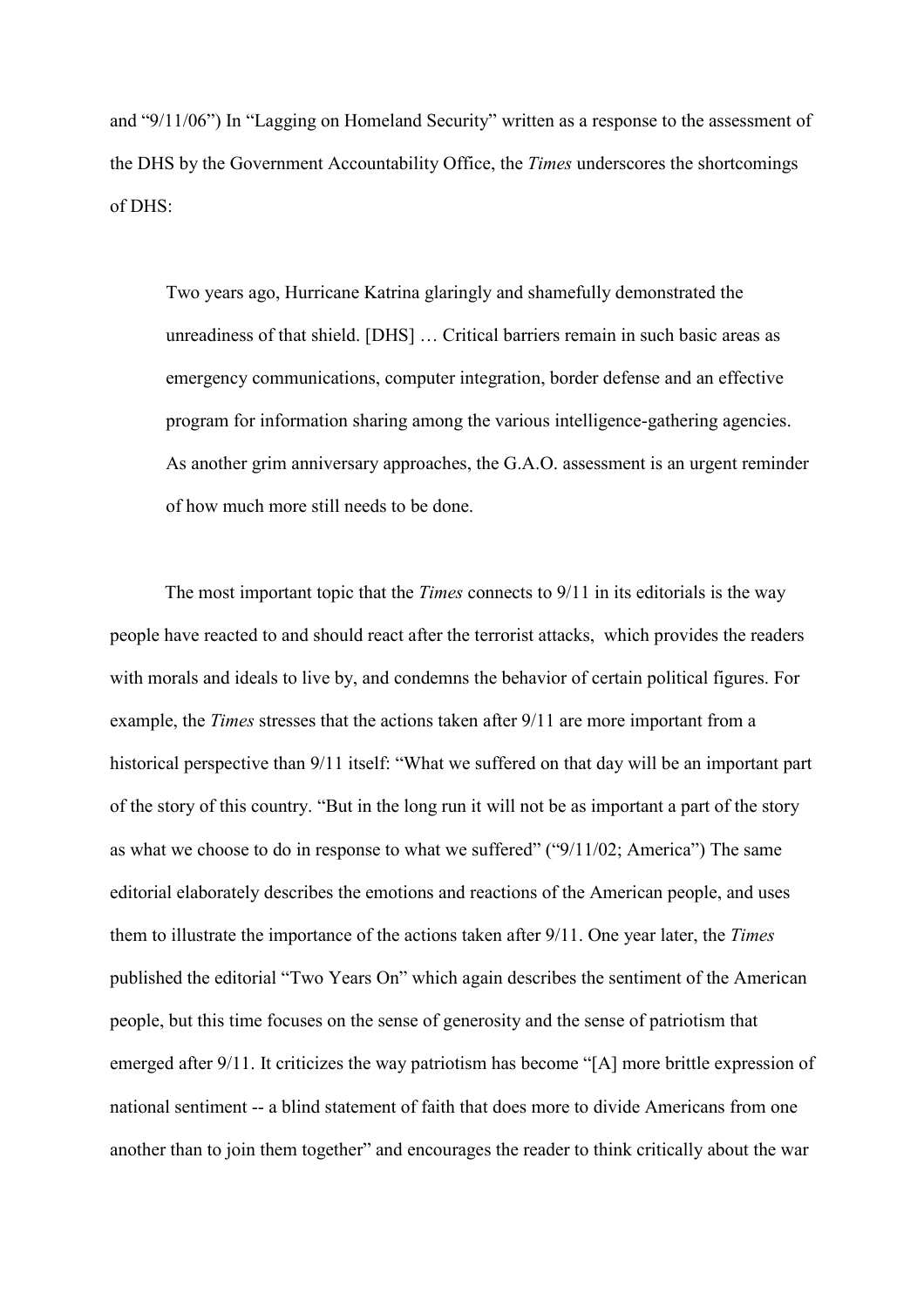and "9/11/06") In "Lagging on Homeland Security" written as a response to the assessment of the DHS by the Government Accountability Office, the *Times* underscores the shortcomings of DHS:

> Two years ago, Hurricane Katrina glaringly and shamefully demonstrated the unreadiness of that shield. [DHS] … Critical barriers remain in such basic areas as emergency communications, computer integration, border defense and an effective program for information sharing among the various intelligence-gathering agencies. As another grim anniversary approaches, the G.A.O. assessment is an urgent reminder of how much more still needs to be done.

The most important topic that the *Times* connects to 9/11 in its editorials is the way people have reacted to and should react after the terrorist attacks, which provides the readers with morals and ideals to live by, and condemns the behavior of certain political figures. For example, the *Times* stresses that the actions taken after 9/11 are more important from a historical perspective than 9/11 itself: "What we suffered on that day will be an important part of the story of this country. "But in the long run it will not be as important a part of the story as what we choose to do in response to what we suffered" ("9/11/02; America") The same editorial elaborately describes the emotions and reactions of the American people, and uses them to illustrate the importance of the actions taken after 9/11. One year later, the *Times* published the editorial "Two Years On" which again describes the sentiment of the American people, but this time focuses on the sense of generosity and the sense of patriotism that emerged after 9/11. It criticizes the way patriotism has become "[A] more brittle expression of national sentiment -- a blind statement of faith that does more to divide Americans from one another than to join them together" and encourages the reader to think critically about the war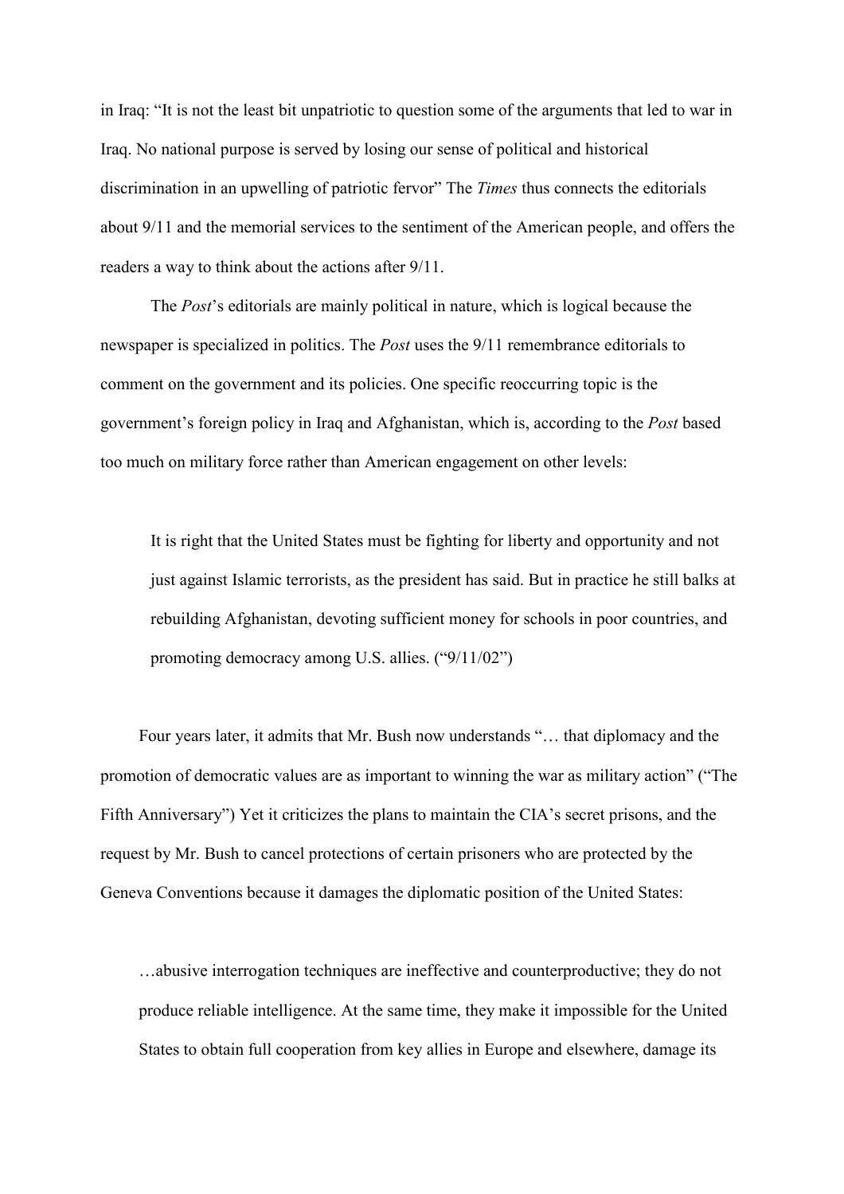in Iraq: "It is not the least bit unpatriotic to question some of the arguments that led to war in Iraq. No national purpose is served by losing our sense of political and historical discrimination in an upwelling of patriotic fervor" The *Times* thus connects the editorials about 9/11 and the memorial services to the sentiment of the American people, and offers the readers a way to think about the actions after 9/11.

The *Post*'s editorials are mainly political in nature, which is logical because the newspaper is specialized in politics. The *Post* uses the 9/11 remembrance editorials to comment on the government and its policies. One specific reoccurring topic is the government's foreign policy in Iraq and Afghanistan, which is, according to the *Post* based too much on military force rather than American engagement on other levels:

> It is right that the United States must be fighting for liberty and opportunity and not just against Islamic terrorists, as the president has said. But in practice he still balks at rebuilding Afghanistan, devoting sufficient money for schools in poor countries, and promoting democracy among U.S. allies. ("9/11/02")

Four years later, it admits that Mr. Bush now understands "… that diplomacy and the promotion of democratic values are as important to winning the war as military action" ("The Fifth Anniversary") Yet it criticizes the plans to maintain the CIA's secret prisons, and the request by Mr. Bush to cancel protections of certain prisoners who are protected by the Geneva Conventions because it damages the diplomatic position of the United States:

> …abusive interrogation techniques are ineffective and counterproductive; they do not produce reliable intelligence. At the same time, they make it impossible for the United States to obtain full cooperation from key allies in Europe and elsewhere, damage its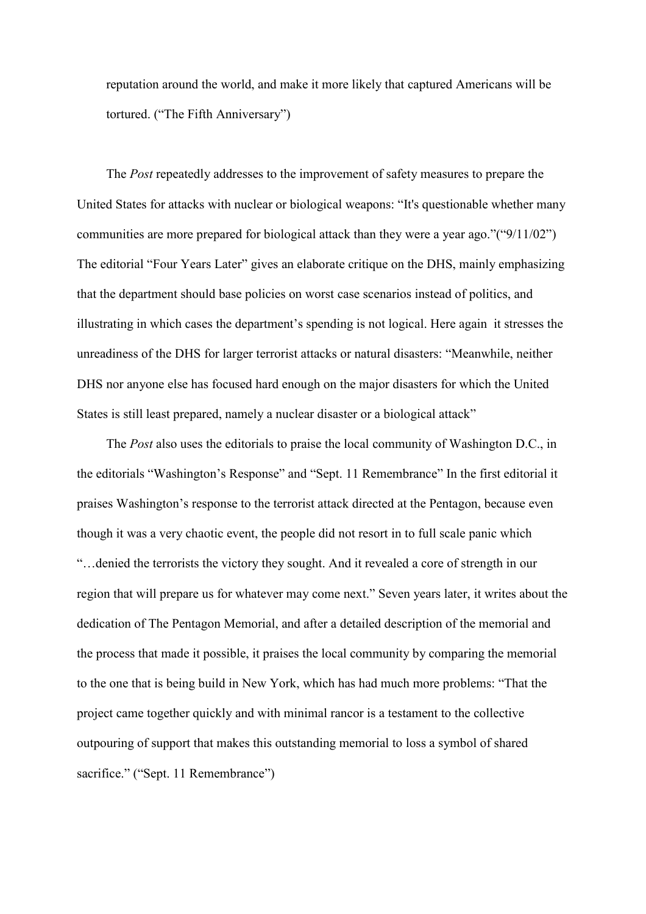reputation around the world, and make it more likely that captured Americans will be tortured. (“The Fifth Anniversary”)

The *Post* repeatedly addresses to the improvement of safety measures to prepare the United States for attacks with nuclear or biological weapons: “It's questionable whether many communities are more prepared for biological attack than they were a year ago.”(“9/11/02”) The editorial “Four Years Later” gives an elaborate critique on the DHS, mainly emphasizing that the department should base policies on worst case scenarios instead of politics, and illustrating in which cases the department’s spending is not logical. Here again it stresses the unreadiness of the DHS for larger terrorist attacks or natural disasters: “Meanwhile, neither DHS nor anyone else has focused hard enough on the major disasters for which the United States is still least prepared, namely a nuclear disaster or a biological attack”

The *Post* also uses the editorials to praise the local community of Washington D.C., in the editorials “Washington’s Response” and “Sept. 11 Remembrance” In the first editorial it praises Washington’s response to the terrorist attack directed at the Pentagon, because even though it was a very chaotic event, the people did not resort in to full scale panic which “…denied the terrorists the victory they sought. And it revealed a core of strength in our region that will prepare us for whatever may come next.” Seven years later, it writes about the dedication of The Pentagon Memorial, and after a detailed description of the memorial and the process that made it possible, it praises the local community by comparing the memorial to the one that is being build in New York, which has had much more problems: “That the project came together quickly and with minimal rancor is a testament to the collective outpouring of support that makes this outstanding memorial to loss a symbol of shared sacrifice.” (“Sept. 11 Remembrance”)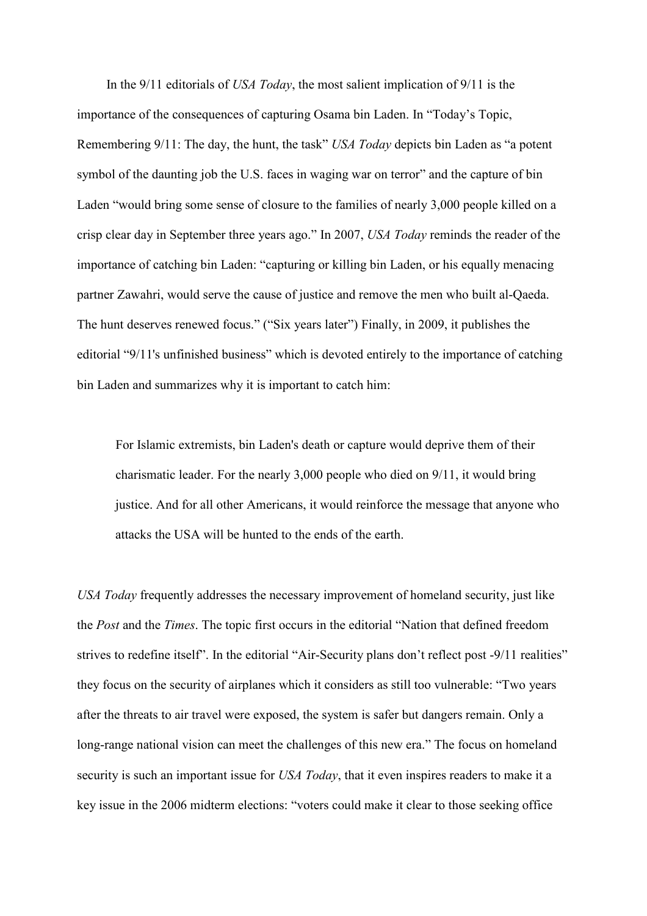In the 9/11 editorials of *USA Today*, the most salient implication of 9/11 is the importance of the consequences of capturing Osama bin Laden. In "Today's Topic, Remembering 9/11: The day, the hunt, the task" *USA Today* depicts bin Laden as "a potent symbol of the daunting job the U.S. faces in waging war on terror" and the capture of bin Laden "would bring some sense of closure to the families of nearly 3,000 people killed on a crisp clear day in September three years ago." In 2007, *USA Today* reminds the reader of the importance of catching bin Laden: "capturing or killing bin Laden, or his equally menacing partner Zawahri, would serve the cause of justice and remove the men who built al-Qaeda. The hunt deserves renewed focus." ("Six years later") Finally, in 2009, it publishes the editorial "9/11's unfinished business" which is devoted entirely to the importance of catching bin Laden and summarizes why it is important to catch him:

> For Islamic extremists, bin Laden's death or capture would deprive them of their charismatic leader. For the nearly 3,000 people who died on 9/11, it would bring justice. And for all other Americans, it would reinforce the message that anyone who attacks the USA will be hunted to the ends of the earth.

*USA Today* frequently addresses the necessary improvement of homeland security, just like the *Post* and the *Times*. The topic first occurs in the editorial "Nation that defined freedom strives to redefine itself". In the editorial "Air-Security plans don't reflect post -9/11 realities" they focus on the security of airplanes which it considers as still too vulnerable: "Two years after the threats to air travel were exposed, the system is safer but dangers remain. Only a long-range national vision can meet the challenges of this new era." The focus on homeland security is such an important issue for *USA Today*, that it even inspires readers to make it a key issue in the 2006 midterm elections: "voters could make it clear to those seeking office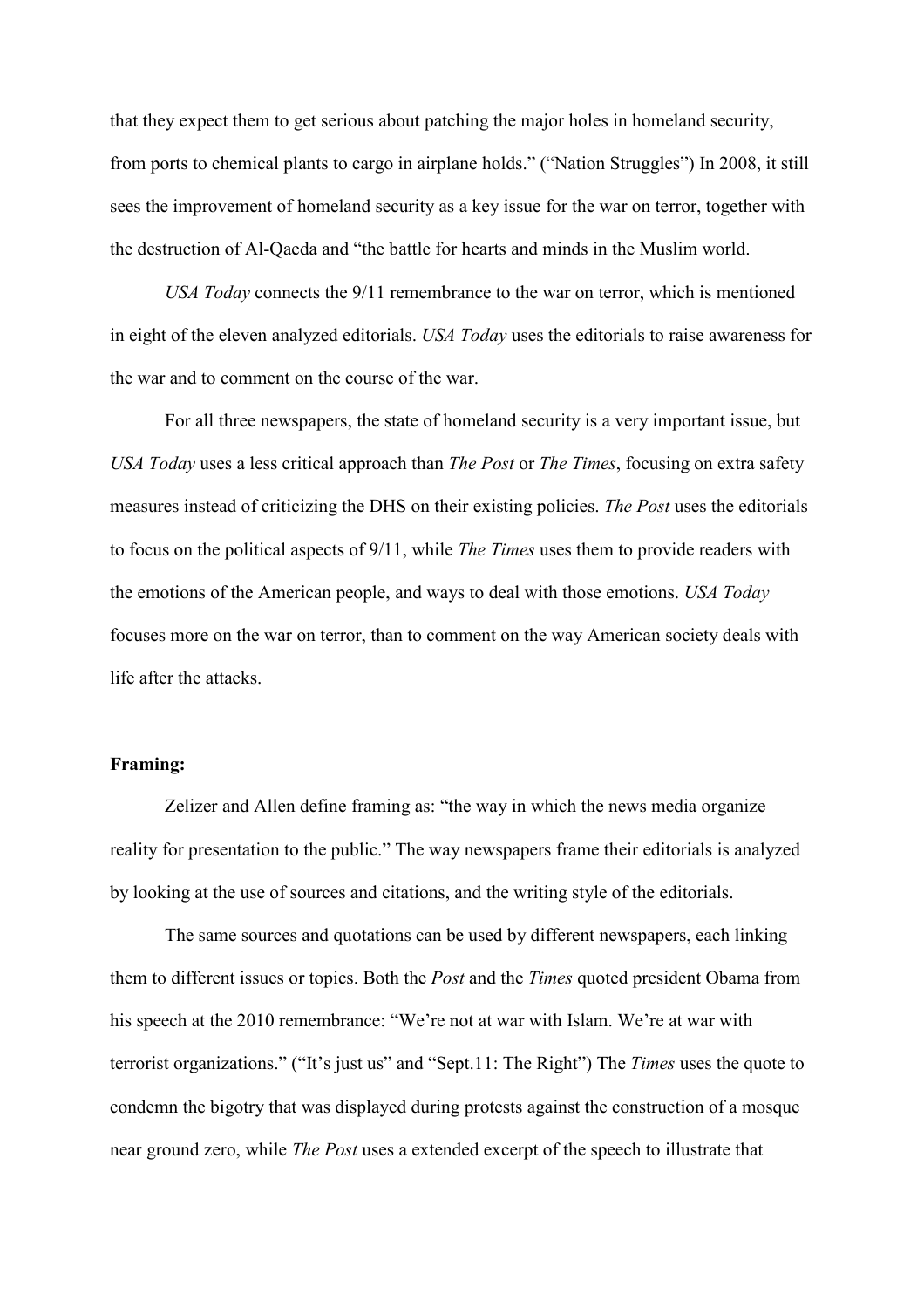that they expect them to get serious about patching the major holes in homeland security, from ports to chemical plants to cargo in airplane holds." ("Nation Struggles") In 2008, it still sees the improvement of homeland security as a key issue for the war on terror, together with the destruction of Al-Qaeda and "the battle for hearts and minds in the Muslim world.

*USA Today* connects the 9/11 remembrance to the war on terror, which is mentioned in eight of the eleven analyzed editorials. *USA Today* uses the editorials to raise awareness for the war and to comment on the course of the war.

For all three newspapers, the state of homeland security is a very important issue, but *USA Today* uses a less critical approach than *The Post* or *The Times*, focusing on extra safety measures instead of criticizing the DHS on their existing policies. *The Post* uses the editorials to focus on the political aspects of 9/11, while *The Times* uses them to provide readers with the emotions of the American people, and ways to deal with those emotions. *USA Today* focuses more on the war on terror, than to comment on the way American society deals with life after the attacks.

**Framing:**

Zelizer and Allen define framing as: "the way in which the news media organize reality for presentation to the public." The way newspapers frame their editorials is analyzed by looking at the use of sources and citations, and the writing style of the editorials.

The same sources and quotations can be used by different newspapers, each linking them to different issues or topics. Both the *Post* and the *Times* quoted president Obama from his speech at the 2010 remembrance: "We're not at war with Islam. We're at war with terrorist organizations." ("It's just us" and "Sept.11: The Right") The *Times* uses the quote to condemn the bigotry that was displayed during protests against the construction of a mosque near ground zero, while *The Post* uses a extended excerpt of the speech to illustrate that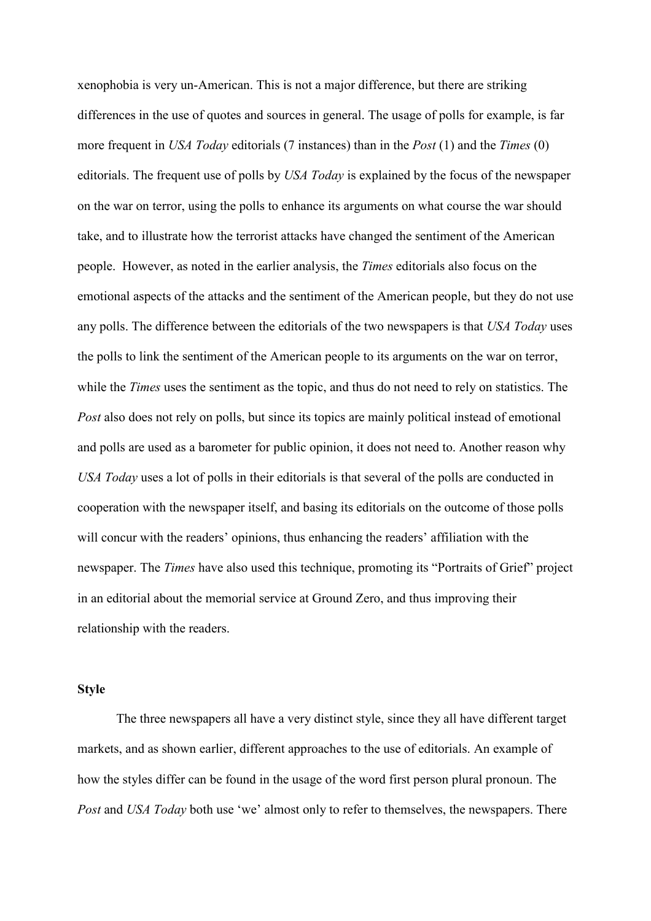xenophobia is very un-American. This is not a major difference, but there are striking differences in the use of quotes and sources in general. The usage of polls for example, is far more frequent in *USA Today* editorials (7 instances) than in the *Post* (1) and the *Times* (0) editorials. The frequent use of polls by *USA Today* is explained by the focus of the newspaper on the war on terror, using the polls to enhance its arguments on what course the war should take, and to illustrate how the terrorist attacks have changed the sentiment of the American people.  However, as noted in the earlier analysis, the *Times* editorials also focus on the emotional aspects of the attacks and the sentiment of the American people, but they do not use any polls. The difference between the editorials of the two newspapers is that *USA Today* uses the polls to link the sentiment of the American people to its arguments on the war on terror, while the *Times* uses the sentiment as the topic, and thus do not need to rely on statistics. The *Post* also does not rely on polls, but since its topics are mainly political instead of emotional and polls are used as a barometer for public opinion, it does not need to. Another reason why *USA Today* uses a lot of polls in their editorials is that several of the polls are conducted in cooperation with the newspaper itself, and basing its editorials on the outcome of those polls will concur with the readers' opinions, thus enhancing the readers' affiliation with the newspaper. The *Times* have also used this technique, promoting its "Portraits of Grief" project in an editorial about the memorial service at Ground Zero, and thus improving their relationship with the readers.

**Style**

The three newspapers all have a very distinct style, since they all have different target markets, and as shown earlier, different approaches to the use of editorials. An example of how the styles differ can be found in the usage of the word first person plural pronoun. The *Post* and *USA Today* both use 'we' almost only to refer to themselves, the newspapers. There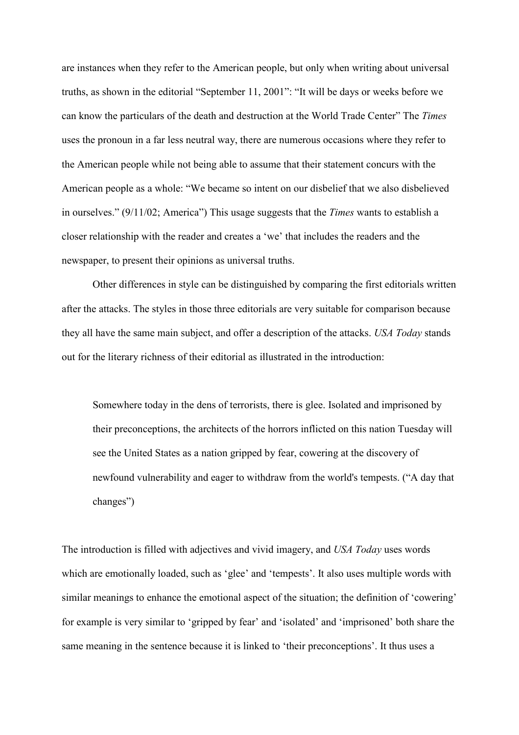are instances when they refer to the American people, but only when writing about universal truths, as shown in the editorial "September 11, 2001": "It will be days or weeks before we can know the particulars of the death and destruction at the World Trade Center" The *Times* uses the pronoun in a far less neutral way, there are numerous occasions where they refer to the American people while not being able to assume that their statement concurs with the American people as a whole: "We became so intent on our disbelief that we also disbelieved in ourselves." (9/11/02; America") This usage suggests that the *Times* wants to establish a closer relationship with the reader and creates a 'we' that includes the readers and the newspaper, to present their opinions as universal truths.

Other differences in style can be distinguished by comparing the first editorials written after the attacks. The styles in those three editorials are very suitable for comparison because they all have the same main subject, and offer a description of the attacks. *USA Today* stands out for the literary richness of their editorial as illustrated in the introduction:

> Somewhere today in the dens of terrorists, there is glee. Isolated and imprisoned by their preconceptions, the architects of the horrors inflicted on this nation Tuesday will see the United States as a nation gripped by fear, cowering at the discovery of newfound vulnerability and eager to withdraw from the world's tempests. ("A day that changes")

The introduction is filled with adjectives and vivid imagery, and *USA Today* uses words which are emotionally loaded, such as 'glee' and 'tempests'. It also uses multiple words with similar meanings to enhance the emotional aspect of the situation; the definition of 'cowering' for example is very similar to 'gripped by fear' and 'isolated' and 'imprisoned' both share the same meaning in the sentence because it is linked to 'their preconceptions'. It thus uses a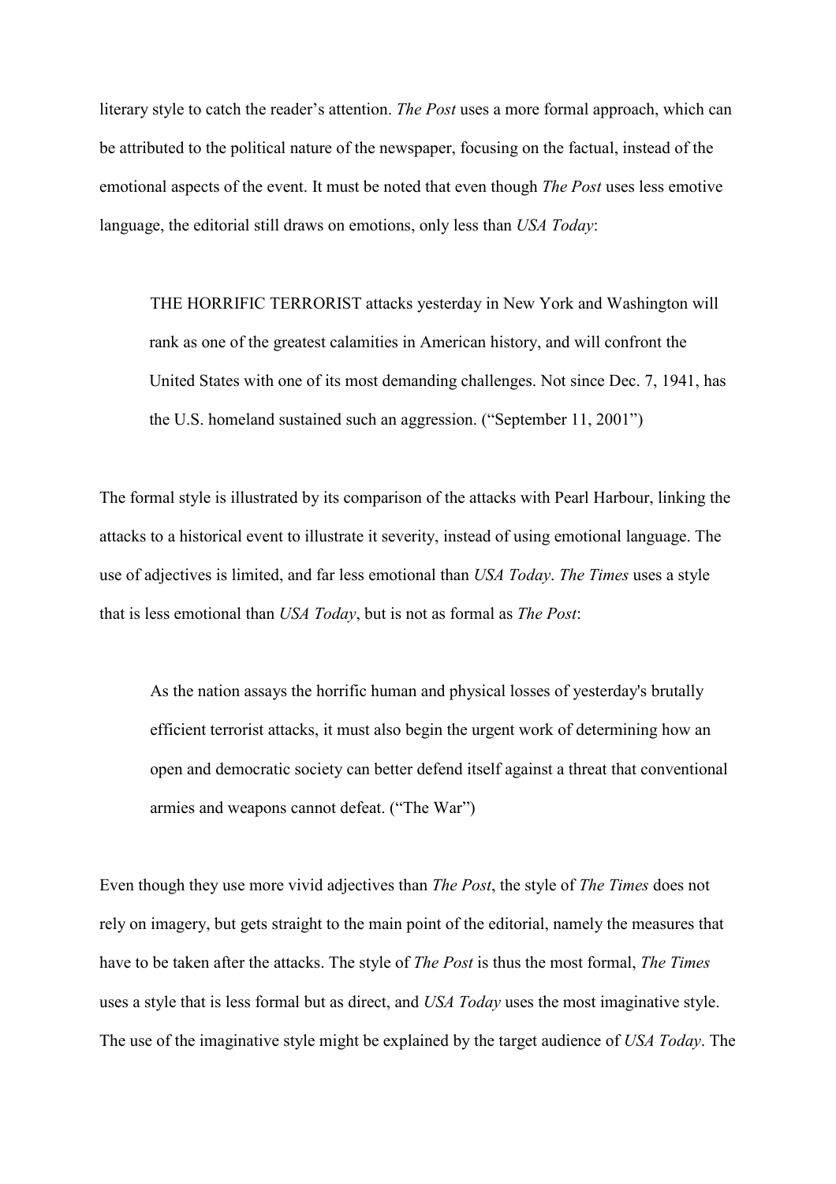literary style to catch the reader's attention. *The Post* uses a more formal approach, which can be attributed to the political nature of the newspaper, focusing on the factual, instead of the emotional aspects of the event. It must be noted that even though *The Post* uses less emotive language, the editorial still draws on emotions, only less than *USA Today*:

> THE HORRIFIC TERRORIST attacks yesterday in New York and Washington will rank as one of the greatest calamities in American history, and will confront the United States with one of its most demanding challenges. Not since Dec. 7, 1941, has the U.S. homeland sustained such an aggression. ("September 11, 2001")

The formal style is illustrated by its comparison of the attacks with Pearl Harbour, linking the attacks to a historical event to illustrate it severity, instead of using emotional language. The use of adjectives is limited, and far less emotional than *USA Today*. *The Times* uses a style that is less emotional than *USA Today*, but is not as formal as *The Post*:

> As the nation assays the horrific human and physical losses of yesterday's brutally efficient terrorist attacks, it must also begin the urgent work of determining how an open and democratic society can better defend itself against a threat that conventional armies and weapons cannot defeat. ("The War")

Even though they use more vivid adjectives than *The Post*, the style of *The Times* does not rely on imagery, but gets straight to the main point of the editorial, namely the measures that have to be taken after the attacks. The style of *The Post* is thus the most formal, *The Times* uses a style that is less formal but as direct, and *USA Today* uses the most imaginative style. The use of the imaginative style might be explained by the target audience of *USA Today*. The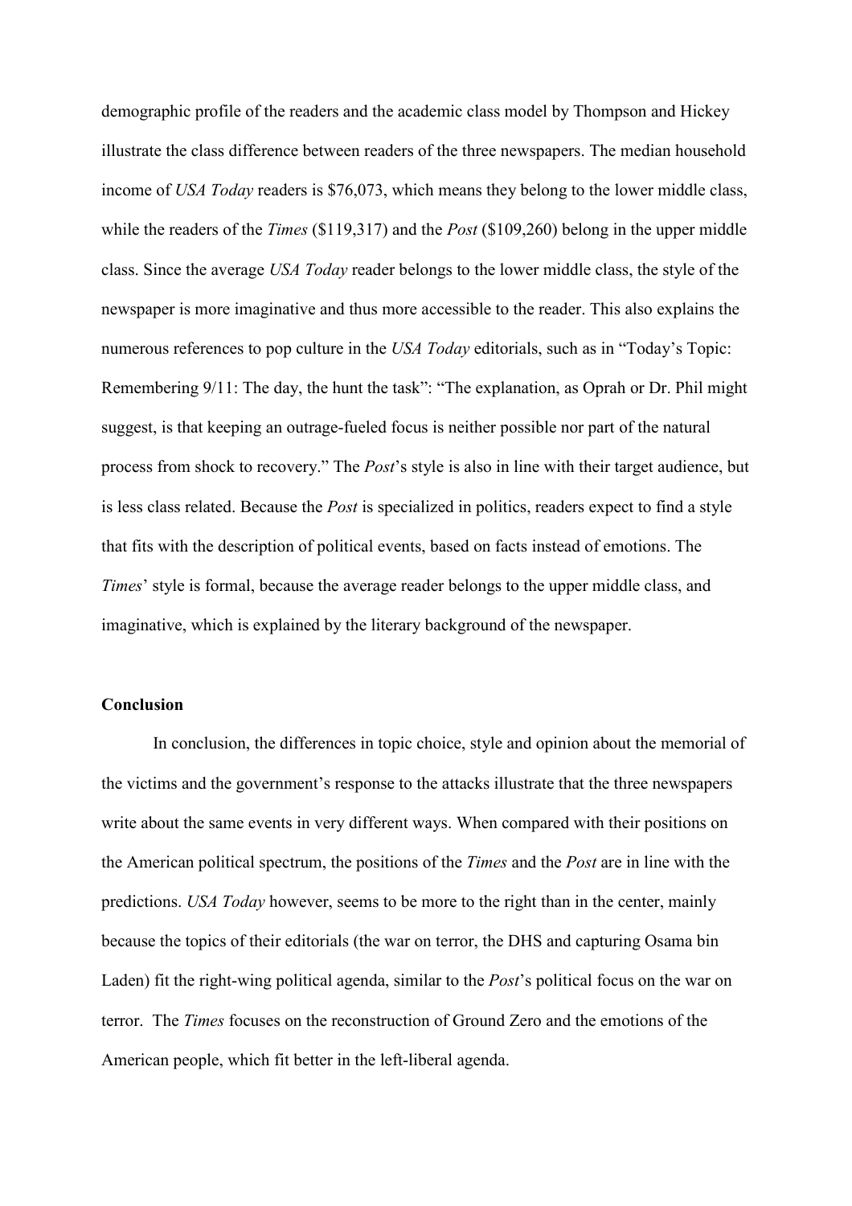demographic profile of the readers and the academic class model by Thompson and Hickey illustrate the class difference between readers of the three newspapers. The median household income of *USA Today* readers is $76,073, which means they belong to the lower middle class, while the readers of the *Times* ($119,317) and the *Post* ($109,260) belong in the upper middle class. Since the average *USA Today* reader belongs to the lower middle class, the style of the newspaper is more imaginative and thus more accessible to the reader. This also explains the numerous references to pop culture in the *USA Today* editorials, such as in "Today's Topic: Remembering 9/11: The day, the hunt the task": "The explanation, as Oprah or Dr. Phil might suggest, is that keeping an outrage-fueled focus is neither possible nor part of the natural process from shock to recovery." The *Post*'s style is also in line with their target audience, but is less class related. Because the *Post* is specialized in politics, readers expect to find a style that fits with the description of political events, based on facts instead of emotions. The *Times*' style is formal, because the average reader belongs to the upper middle class, and imaginative, which is explained by the literary background of the newspaper.

**Conclusion**

In conclusion, the differences in topic choice, style and opinion about the memorial of the victims and the government's response to the attacks illustrate that the three newspapers write about the same events in very different ways. When compared with their positions on the American political spectrum, the positions of the *Times* and the *Post* are in line with the predictions. *USA Today* however, seems to be more to the right than in the center, mainly because the topics of their editorials (the war on terror, the DHS and capturing Osama bin Laden) fit the right-wing political agenda, similar to the *Post*'s political focus on the war on terror. The *Times* focuses on the reconstruction of Ground Zero and the emotions of the American people, which fit better in the left-liberal agenda.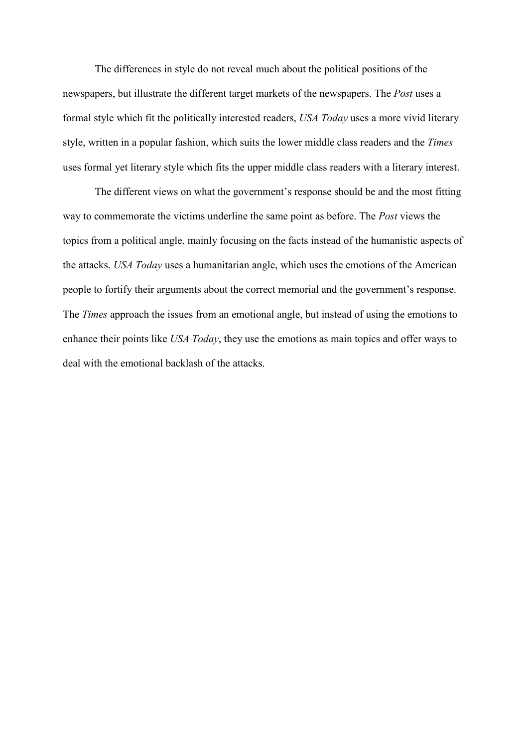The differences in style do not reveal much about the political positions of the newspapers, but illustrate the different target markets of the newspapers. The *Post* uses a formal style which fit the politically interested readers, *USA Today* uses a more vivid literary style, written in a popular fashion, which suits the lower middle class readers and the *Times* uses formal yet literary style which fits the upper middle class readers with a literary interest.

The different views on what the government's response should be and the most fitting way to commemorate the victims underline the same point as before. The *Post* views the topics from a political angle, mainly focusing on the facts instead of the humanistic aspects of the attacks. *USA Today* uses a humanitarian angle, which uses the emotions of the American people to fortify their arguments about the correct memorial and the government's response. The *Times* approach the issues from an emotional angle, but instead of using the emotions to enhance their points like *USA Today*, they use the emotions as main topics and offer ways to deal with the emotional backlash of the attacks.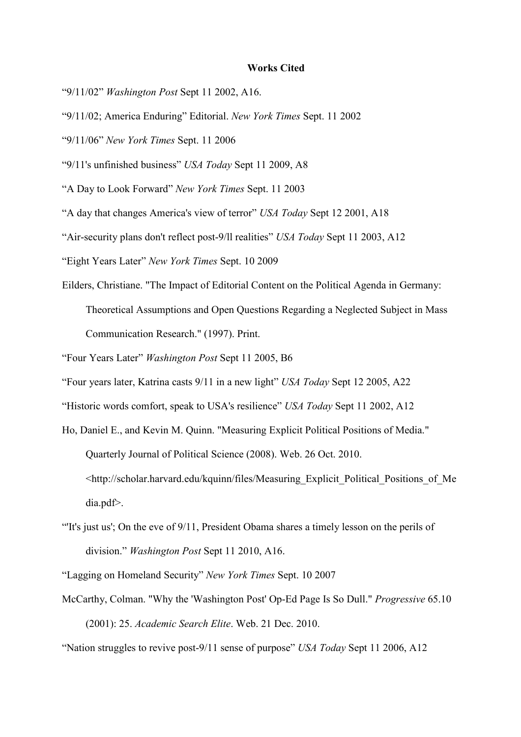**Works Cited**

"9/11/02" *Washington Post* Sept 11 2002, A16.

"9/11/02; America Enduring" Editorial. *New York Times* Sept. 11 2002

"9/11/06" *New York Times* Sept. 11 2006

"9/11's unfinished business" *USA Today* Sept 11 2009, A8

"A Day to Look Forward" *New York Times* Sept. 11 2003

"A day that changes America's view of terror" *USA Today* Sept 12 2001, A18

"Air-security plans don't reflect post-9/ll realities" *USA Today* Sept 11 2003, A12

"Eight Years Later" *New York Times* Sept. 10 2009

Eilders, Christiane. "The Impact of Editorial Content on the Political Agenda in Germany: Theoretical Assumptions and Open Questions Regarding a Neglected Subject in Mass Communication Research." (1997). Print.

"Four Years Later" *Washington Post* Sept 11 2005, B6

"Four years later, Katrina casts 9/11 in a new light" *USA Today* Sept 12 2005, A22

"Historic words comfort, speak to USA's resilience" *USA Today* Sept 11 2002, A12

Ho, Daniel E., and Kevin M. Quinn. "Measuring Explicit Political Positions of Media." Quarterly Journal of Political Science (2008). Web. 26 Oct. 2010. <http://scholar.harvard.edu/kquinn/files/Measuring_Explicit_Political_Positions_of_Media.pdf>.

"'It's just us'; On the eve of 9/11, President Obama shares a timely lesson on the perils of division." *Washington Post* Sept 11 2010, A16.

"Lagging on Homeland Security" *New York Times* Sept. 10 2007

McCarthy, Colman. "Why the 'Washington Post' Op-Ed Page Is So Dull." *Progressive* 65.10 (2001): 25. *Academic Search Elite*. Web. 21 Dec. 2010.

"Nation struggles to revive post-9/11 sense of purpose" *USA Today* Sept 11 2006, A12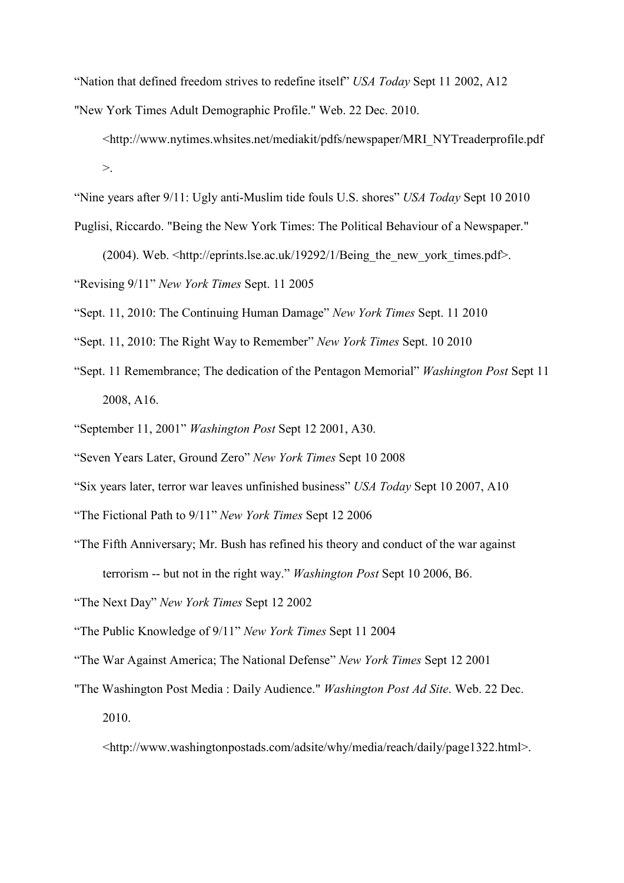“Nation that defined freedom strives to redefine itself” *USA Today* Sept 11 2002, A12

"New York Times Adult Demographic Profile." Web. 22 Dec. 2010. <http://www.nytimes.whsites.net/mediakit/pdfs/newspaper/MRI_NYTreaderprofile.pdf>.

“Nine years after 9/11: Ugly anti-Muslim tide fouls U.S. shores” *USA Today* Sept 10 2010

Puglisi, Riccardo. "Being the New York Times: The Political Behaviour of a Newspaper." (2004). Web. <http://eprints.lse.ac.uk/19292/1/Being_the_new_york_times.pdf>.

“Revising 9/11” *New York Times* Sept. 11 2005

“Sept. 11, 2010: The Continuing Human Damage” *New York Times* Sept. 11 2010

“Sept. 11, 2010: The Right Way to Remember” *New York Times* Sept. 10 2010

“Sept. 11 Remembrance; The dedication of the Pentagon Memorial” *Washington Post* Sept 11 2008, A16.

“September 11, 2001” *Washington Post* Sept 12 2001, A30.

“Seven Years Later, Ground Zero” *New York Times* Sept 10 2008

“Six years later, terror war leaves unfinished business” *USA Today* Sept 10 2007, A10

“The Fictional Path to 9/11” *New York Times* Sept 12 2006

“The Fifth Anniversary; Mr. Bush has refined his theory and conduct of the war against terrorism -- but not in the right way.” *Washington Post* Sept 10 2006, B6.

“The Next Day” *New York Times* Sept 12 2002

“The Public Knowledge of 9/11” *New York Times* Sept 11 2004

“The War Against America; The National Defense” *New York Times* Sept 12 2001

"The Washington Post Media : Daily Audience." *Washington Post Ad Site*. Web. 22 Dec. 2010. <http://www.washingtonpostads.com/adsite/why/media/reach/daily/page1322.html>.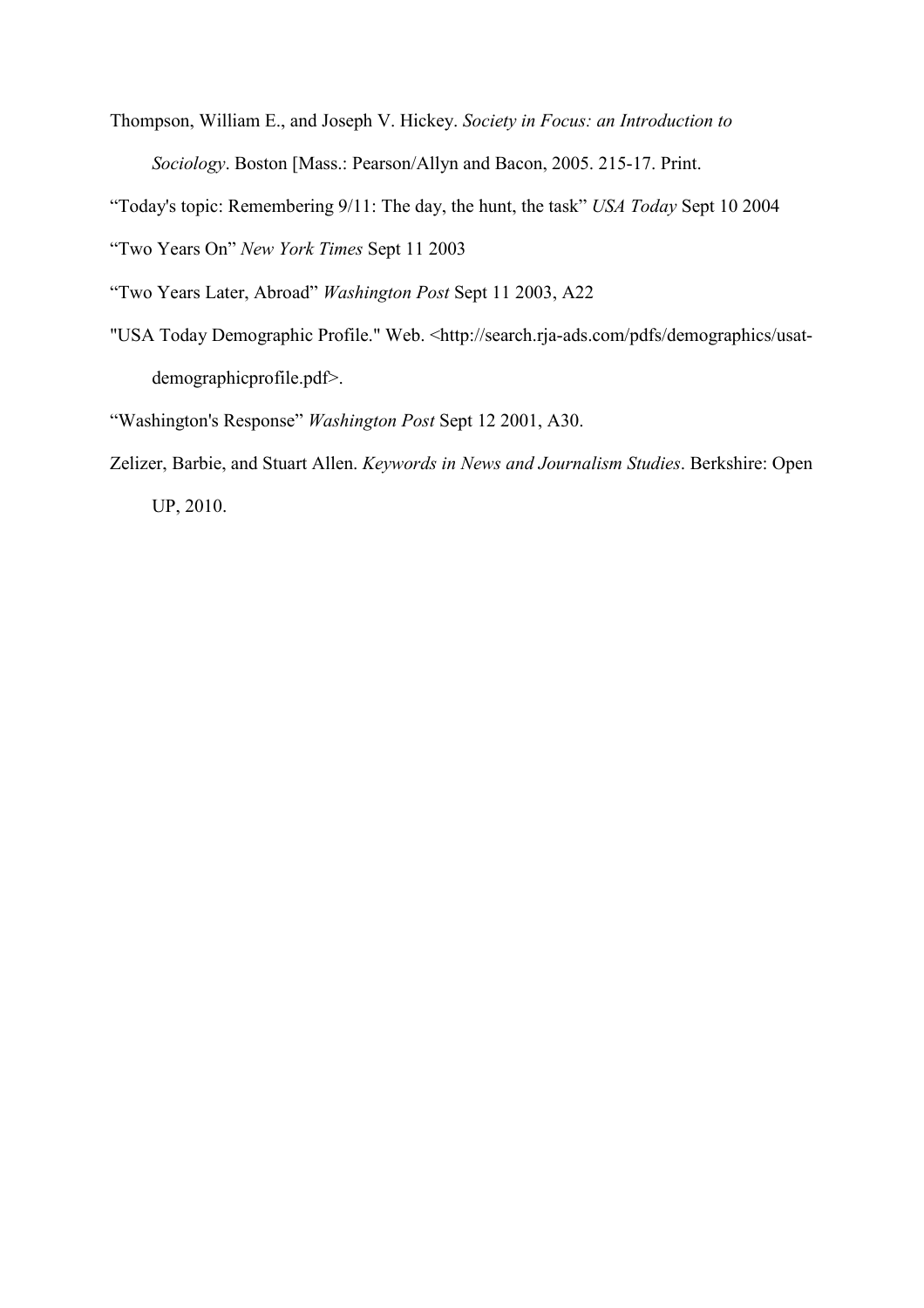Thompson, William E., and Joseph V. Hickey. *Society in Focus: an Introduction to Sociology*. Boston [Mass.: Pearson/Allyn and Bacon, 2005. 215-17. Print.

"Today's topic: Remembering 9/11: The day, the hunt, the task" *USA Today* Sept 10 2004

"Two Years On" *New York Times* Sept 11 2003

"Two Years Later, Abroad" *Washington Post* Sept 11 2003, A22

"USA Today Demographic Profile." Web. <http://search.rja-ads.com/pdfs/demographics/usat-demographicprofile.pdf>.

"Washington's Response" *Washington Post* Sept 12 2001, A30.

Zelizer, Barbie, and Stuart Allen. *Keywords in News and Journalism Studies*. Berkshire: Open UP, 2010.